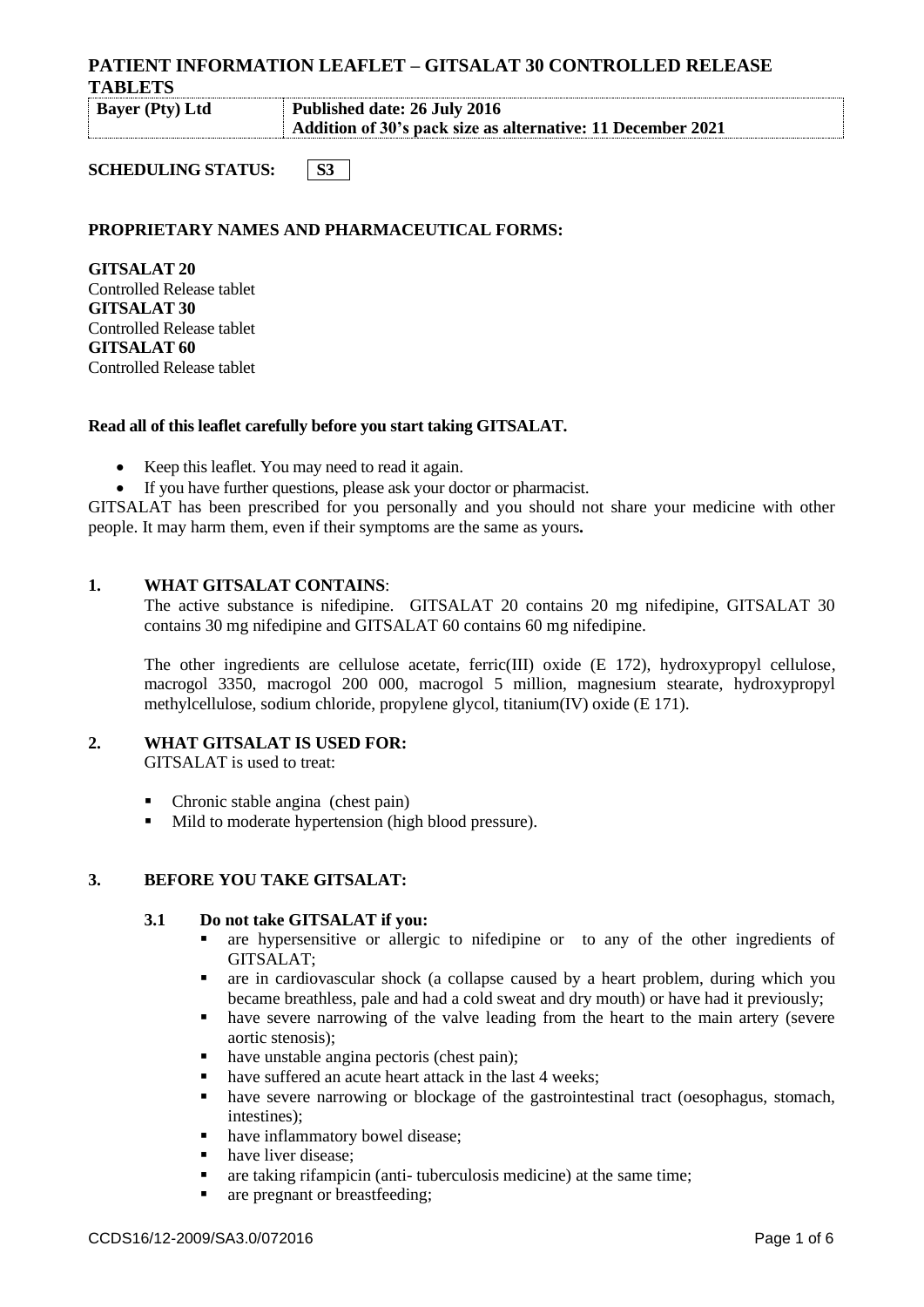# PATIENT INFORMATION LEAFLET – GITSALAT 30 CONTROLLED RELEASE TABLETS

| Bayer (Pty) Ltd | Published date: 26 July 2016<br>Addition of 30's pack size as alternative: 11 December 2021 |
|---|---|

**SCHEDULING STATUS:** **S3**

**PROPRIETARY NAMES AND PHARMACEUTICAL FORMS:**

**GITSALAT 20**
Controlled Release tablet
**GITSALAT 30**
Controlled Release tablet
**GITSALAT 60**
Controlled Release tablet

**Read all of this leaflet carefully before you start taking GITSALAT.**

- Keep this leaflet. You may need to read it again.
- If you have further questions, please ask your doctor or pharmacist.

GITSALAT has been prescribed for you personally and you should not share your medicine with other people. It may harm them, even if their symptoms are the same as yours**.**

## 1. WHAT GITSALAT CONTAINS:

The active substance is nifedipine. GITSALAT 20 contains 20 mg nifedipine, GITSALAT 30 contains 30 mg nifedipine and GITSALAT 60 contains 60 mg nifedipine.

The other ingredients are cellulose acetate, ferric(III) oxide (E 172), hydroxypropyl cellulose, macrogol 3350, macrogol 200 000, macrogol 5 million, magnesium stearate, hydroxypropyl methylcellulose, sodium chloride, propylene glycol, titanium(IV) oxide (E 171).

## 2. WHAT GITSALAT IS USED FOR:

GITSALAT is used to treat:

- Chronic stable angina (chest pain)
- Mild to moderate hypertension (high blood pressure).

## 3. BEFORE YOU TAKE GITSALAT:

### 3.1 Do not take GITSALAT if you:

- are hypersensitive or allergic to nifedipine or to any of the other ingredients of GITSALAT;
- are in cardiovascular shock (a collapse caused by a heart problem, during which you became breathless, pale and had a cold sweat and dry mouth) or have had it previously;
- have severe narrowing of the valve leading from the heart to the main artery (severe aortic stenosis);
- have unstable angina pectoris (chest pain);
- have suffered an acute heart attack in the last 4 weeks;
- have severe narrowing or blockage of the gastrointestinal tract (oesophagus, stomach, intestines);
- have inflammatory bowel disease;
- have liver disease;
- are taking rifampicin (anti- tuberculosis medicine) at the same time;
- are pregnant or breastfeeding;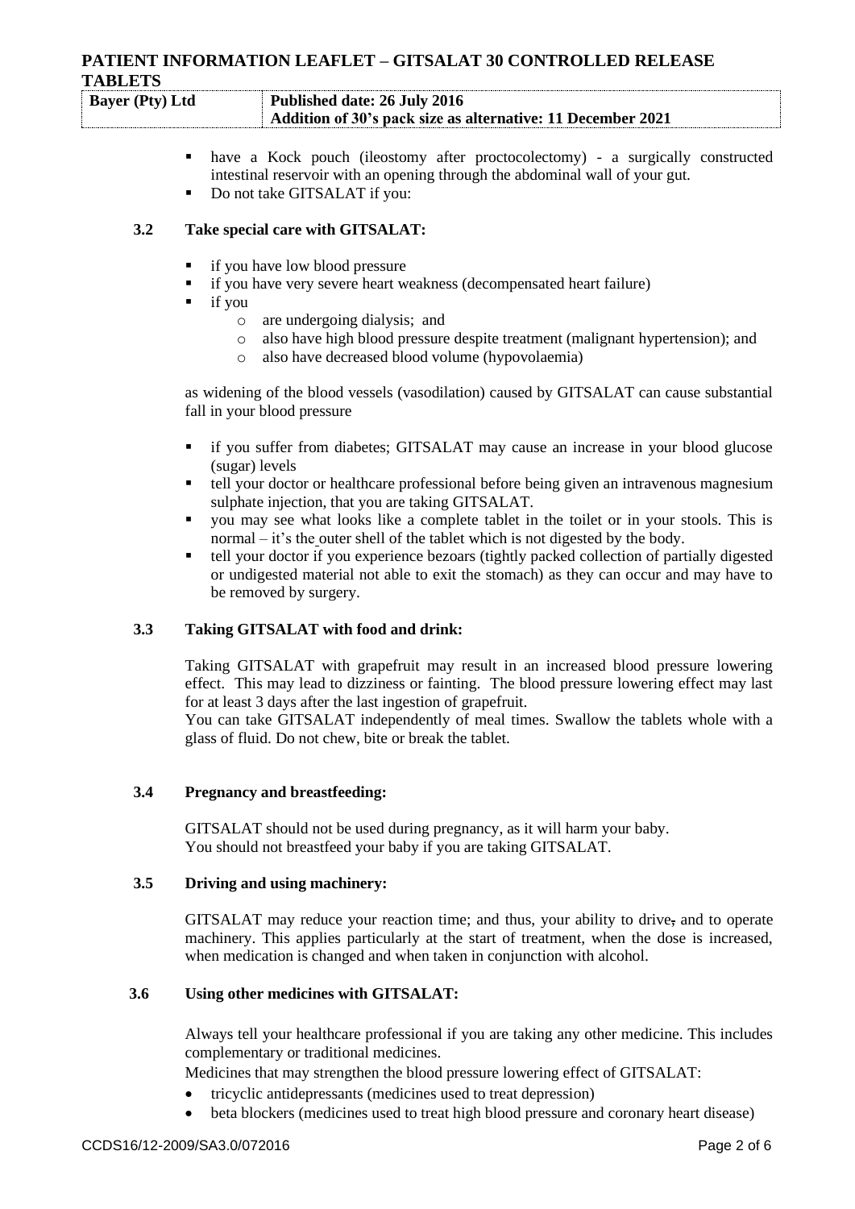- have a Kock pouch (ileostomy after proctocolectomy) - a surgically constructed intestinal reservoir with an opening through the abdominal wall of your gut.
- Do not take GITSALAT if you:

### 3.2 Take special care with GITSALAT:

- if you have low blood pressure
- if you have very severe heart weakness (decompensated heart failure)
- if you
  - are undergoing dialysis; and
  - also have high blood pressure despite treatment (malignant hypertension); and
  - also have decreased blood volume (hypovolaemia)

as widening of the blood vessels (vasodilation) caused by GITSALAT can cause substantial fall in your blood pressure

- if you suffer from diabetes; GITSALAT may cause an increase in your blood glucose (sugar) levels
- tell your doctor or healthcare professional before being given an intravenous magnesium sulphate injection, that you are taking GITSALAT.
- you may see what looks like a complete tablet in the toilet or in your stools. This is normal – it's the outer shell of the tablet which is not digested by the body.
- tell your doctor if you experience bezoars (tightly packed collection of partially digested or undigested material not able to exit the stomach) as they can occur and may have to be removed by surgery.

### 3.3 Taking GITSALAT with food and drink:

Taking GITSALAT with grapefruit may result in an increased blood pressure lowering effect. This may lead to dizziness or fainting. The blood pressure lowering effect may last for at least 3 days after the last ingestion of grapefruit.
You can take GITSALAT independently of meal times. Swallow the tablets whole with a glass of fluid. Do not chew, bite or break the tablet.

### 3.4 Pregnancy and breastfeeding:

GITSALAT should not be used during pregnancy, as it will harm your baby.
You should not breastfeed your baby if you are taking GITSALAT.

### 3.5 Driving and using machinery:

GITSALAT may reduce your reaction time; and thus, your ability to drive, and to operate machinery. This applies particularly at the start of treatment, when the dose is increased, when medication is changed and when taken in conjunction with alcohol.

### 3.6 Using other medicines with GITSALAT:

Always tell your healthcare professional if you are taking any other medicine. This includes complementary or traditional medicines.
Medicines that may strengthen the blood pressure lowering effect of GITSALAT:

- tricyclic antidepressants (medicines used to treat depression)
- beta blockers (medicines used to treat high blood pressure and coronary heart disease)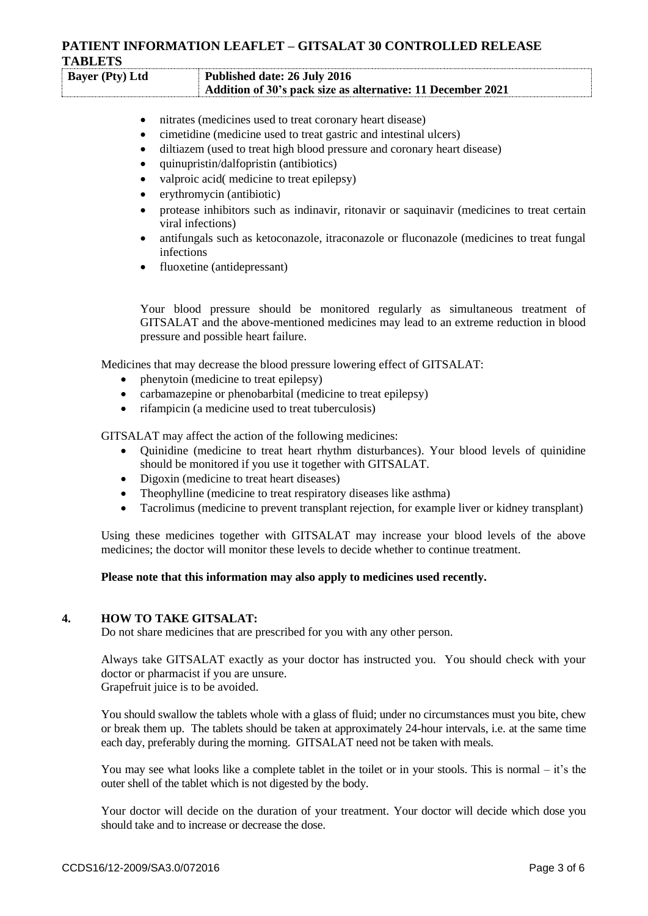- nitrates (medicines used to treat coronary heart disease)
- cimetidine (medicine used to treat gastric and intestinal ulcers)
- diltiazem (used to treat high blood pressure and coronary heart disease)
- quinupristin/dalfopristin (antibiotics)
- valproic acid( medicine to treat epilepsy)
- erythromycin (antibiotic)
- protease inhibitors such as indinavir, ritonavir or saquinavir (medicines to treat certain viral infections)
- antifungals such as ketoconazole, itraconazole or fluconazole (medicines to treat fungal infections
- fluoxetine (antidepressant)

Your blood pressure should be monitored regularly as simultaneous treatment of GITSALAT and the above-mentioned medicines may lead to an extreme reduction in blood pressure and possible heart failure.

Medicines that may decrease the blood pressure lowering effect of GITSALAT:

- phenytoin (medicine to treat epilepsy)
- carbamazepine or phenobarbital (medicine to treat epilepsy)
- rifampicin (a medicine used to treat tuberculosis)

GITSALAT may affect the action of the following medicines:

- Quinidine (medicine to treat heart rhythm disturbances). Your blood levels of quinidine should be monitored if you use it together with GITSALAT.
- Digoxin (medicine to treat heart diseases)
- Theophylline (medicine to treat respiratory diseases like asthma)
- Tacrolimus (medicine to prevent transplant rejection, for example liver or kidney transplant)

Using these medicines together with GITSALAT may increase your blood levels of the above medicines; the doctor will monitor these levels to decide whether to continue treatment.

**Please note that this information may also apply to medicines used recently.**

## 4. HOW TO TAKE GITSALAT:

Do not share medicines that are prescribed for you with any other person.

Always take GITSALAT exactly as your doctor has instructed you. You should check with your doctor or pharmacist if you are unsure.
Grapefruit juice is to be avoided.

You should swallow the tablets whole with a glass of fluid; under no circumstances must you bite, chew or break them up. The tablets should be taken at approximately 24-hour intervals, i.e. at the same time each day, preferably during the morning. GITSALAT need not be taken with meals.

You may see what looks like a complete tablet in the toilet or in your stools. This is normal – it's the outer shell of the tablet which is not digested by the body.

Your doctor will decide on the duration of your treatment. Your doctor will decide which dose you should take and to increase or decrease the dose.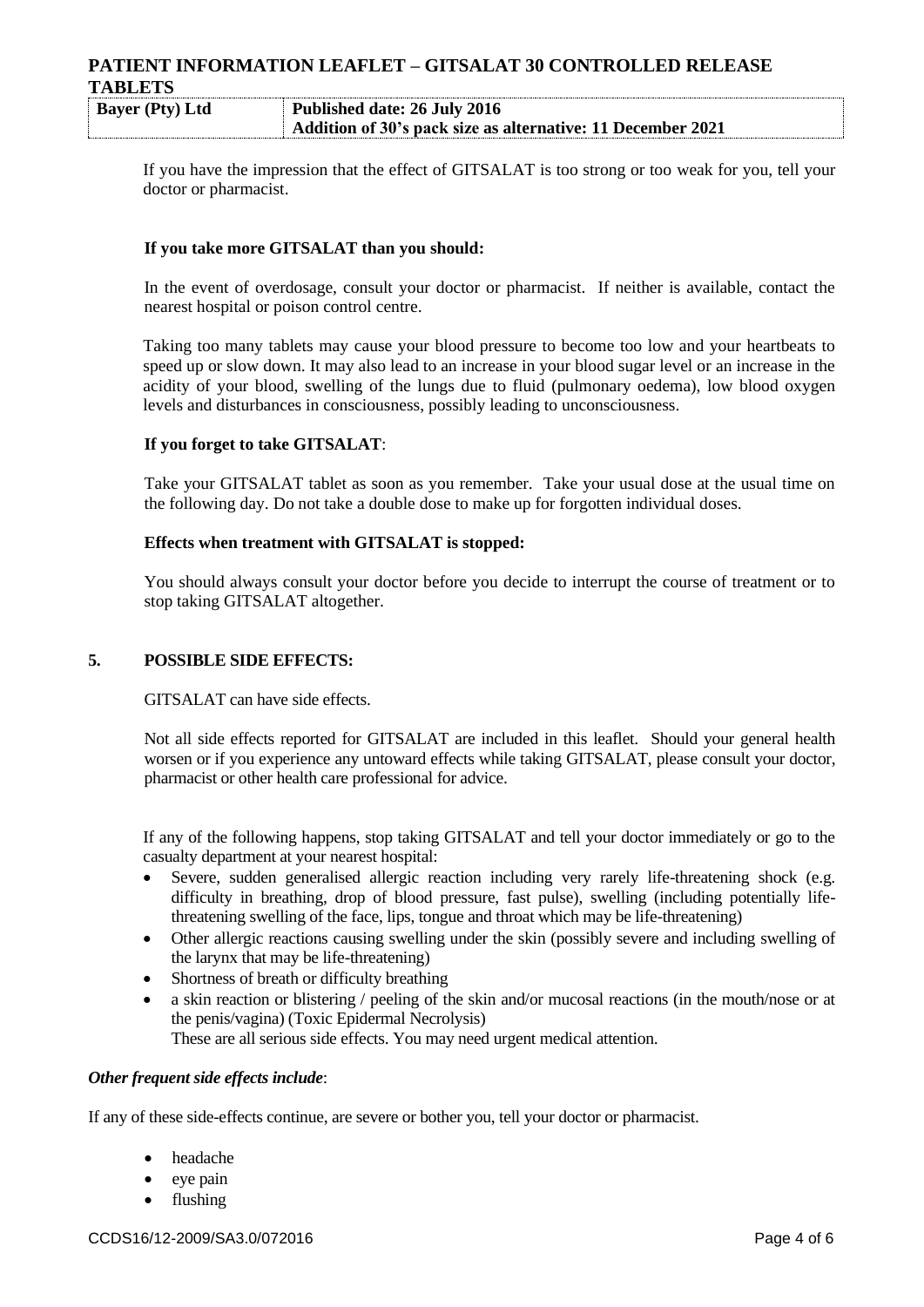If you have the impression that the effect of GITSALAT is too strong or too weak for you, tell your doctor or pharmacist.

**If you take more GITSALAT than you should:**

In the event of overdosage, consult your doctor or pharmacist. If neither is available, contact the nearest hospital or poison control centre.

Taking too many tablets may cause your blood pressure to become too low and your heartbeats to speed up or slow down. It may also lead to an increase in your blood sugar level or an increase in the acidity of your blood, swelling of the lungs due to fluid (pulmonary oedema), low blood oxygen levels and disturbances in consciousness, possibly leading to unconsciousness.

**If you forget to take GITSALAT**:

Take your GITSALAT tablet as soon as you remember. Take your usual dose at the usual time on the following day. Do not take a double dose to make up for forgotten individual doses.

**Effects when treatment with GITSALAT is stopped:**

You should always consult your doctor before you decide to interrupt the course of treatment or to stop taking GITSALAT altogether.

## 5. POSSIBLE SIDE EFFECTS:

GITSALAT can have side effects.

Not all side effects reported for GITSALAT are included in this leaflet. Should your general health worsen or if you experience any untoward effects while taking GITSALAT, please consult your doctor, pharmacist or other health care professional for advice.

If any of the following happens, stop taking GITSALAT and tell your doctor immediately or go to the casualty department at your nearest hospital:

- Severe, sudden generalised allergic reaction including very rarely life-threatening shock (e.g. difficulty in breathing, drop of blood pressure, fast pulse), swelling (including potentially life-threatening swelling of the face, lips, tongue and throat which may be life-threatening)
- Other allergic reactions causing swelling under the skin (possibly severe and including swelling of the larynx that may be life-threatening)
- Shortness of breath or difficulty breathing
- a skin reaction or blistering / peeling of the skin and/or mucosal reactions (in the mouth/nose or at the penis/vagina) (Toxic Epidermal Necrolysis)

These are all serious side effects. You may need urgent medical attention.

***Other frequent side effects include***:

If any of these side-effects continue, are severe or bother you, tell your doctor or pharmacist.

- headache
- eye pain
- flushing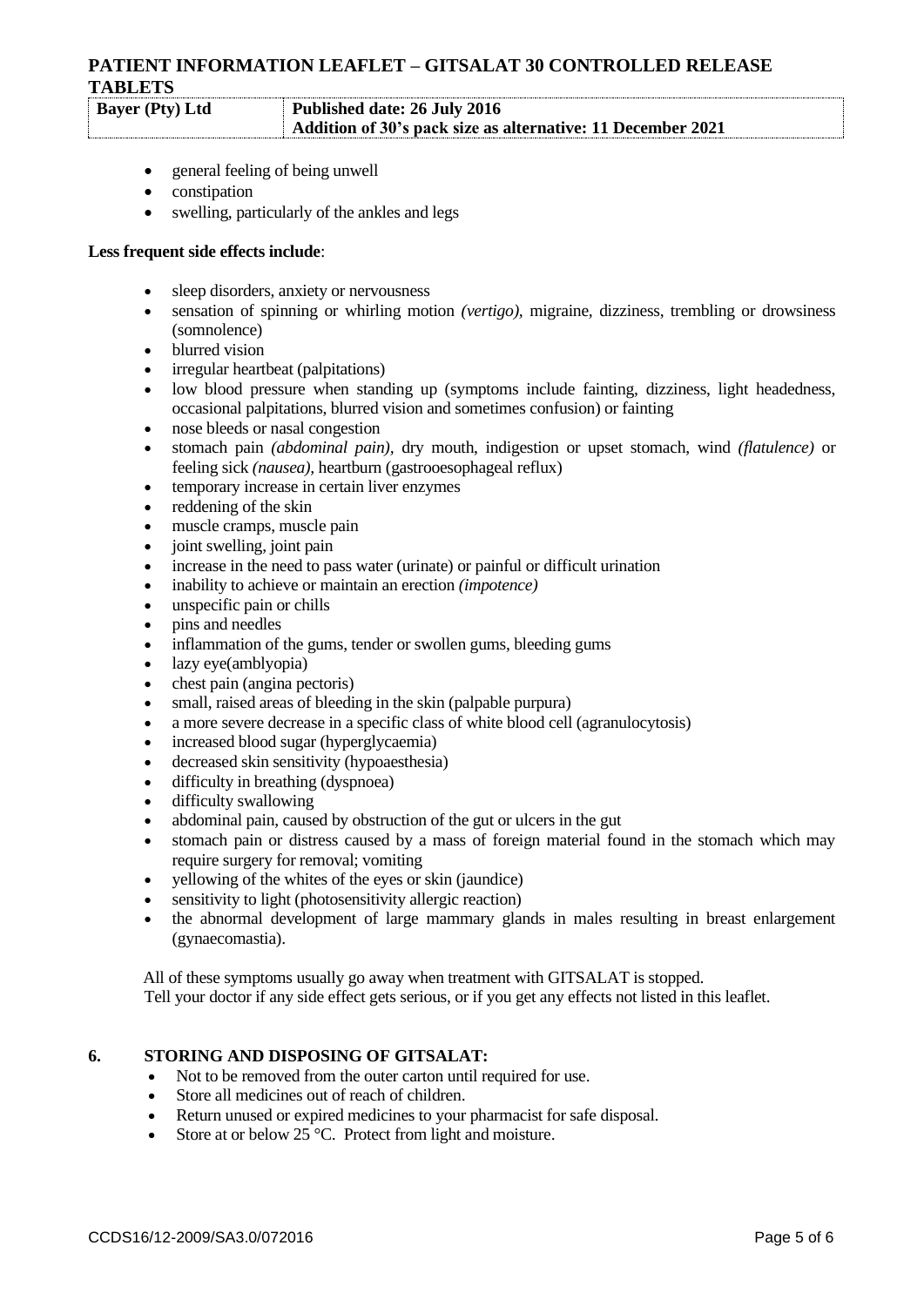- general feeling of being unwell
- constipation
- swelling, particularly of the ankles and legs

**Less frequent side effects include**:

- sleep disorders, anxiety or nervousness
- sensation of spinning or whirling motion *(vertigo)*, migraine, dizziness, trembling or drowsiness (somnolence)
- blurred vision
- irregular heartbeat (palpitations)
- low blood pressure when standing up (symptoms include fainting, dizziness, light headedness, occasional palpitations, blurred vision and sometimes confusion) or fainting
- nose bleeds or nasal congestion
- stomach pain *(abdominal pain)*, dry mouth, indigestion or upset stomach, wind *(flatulence)* or feeling sick *(nausea)*, heartburn (gastrooesophageal reflux)
- temporary increase in certain liver enzymes
- reddening of the skin
- muscle cramps, muscle pain
- joint swelling, joint pain
- increase in the need to pass water (urinate) or painful or difficult urination
- inability to achieve or maintain an erection *(impotence)*
- unspecific pain or chills
- pins and needles
- inflammation of the gums, tender or swollen gums, bleeding gums
- lazy eye(amblyopia)
- chest pain (angina pectoris)
- small, raised areas of bleeding in the skin (palpable purpura)
- a more severe decrease in a specific class of white blood cell (agranulocytosis)
- increased blood sugar (hyperglycaemia)
- decreased skin sensitivity (hypoaesthesia)
- difficulty in breathing (dyspnoea)
- difficulty swallowing
- abdominal pain, caused by obstruction of the gut or ulcers in the gut
- stomach pain or distress caused by a mass of foreign material found in the stomach which may require surgery for removal; vomiting
- yellowing of the whites of the eyes or skin (jaundice)
- sensitivity to light (photosensitivity allergic reaction)
- the abnormal development of large mammary glands in males resulting in breast enlargement (gynaecomastia).

All of these symptoms usually go away when treatment with GITSALAT is stopped.
Tell your doctor if any side effect gets serious, or if you get any effects not listed in this leaflet.

## 6. STORING AND DISPOSING OF GITSALAT:

- Not to be removed from the outer carton until required for use.
- Store all medicines out of reach of children.
- Return unused or expired medicines to your pharmacist for safe disposal.
- Store at or below 25 °C. Protect from light and moisture.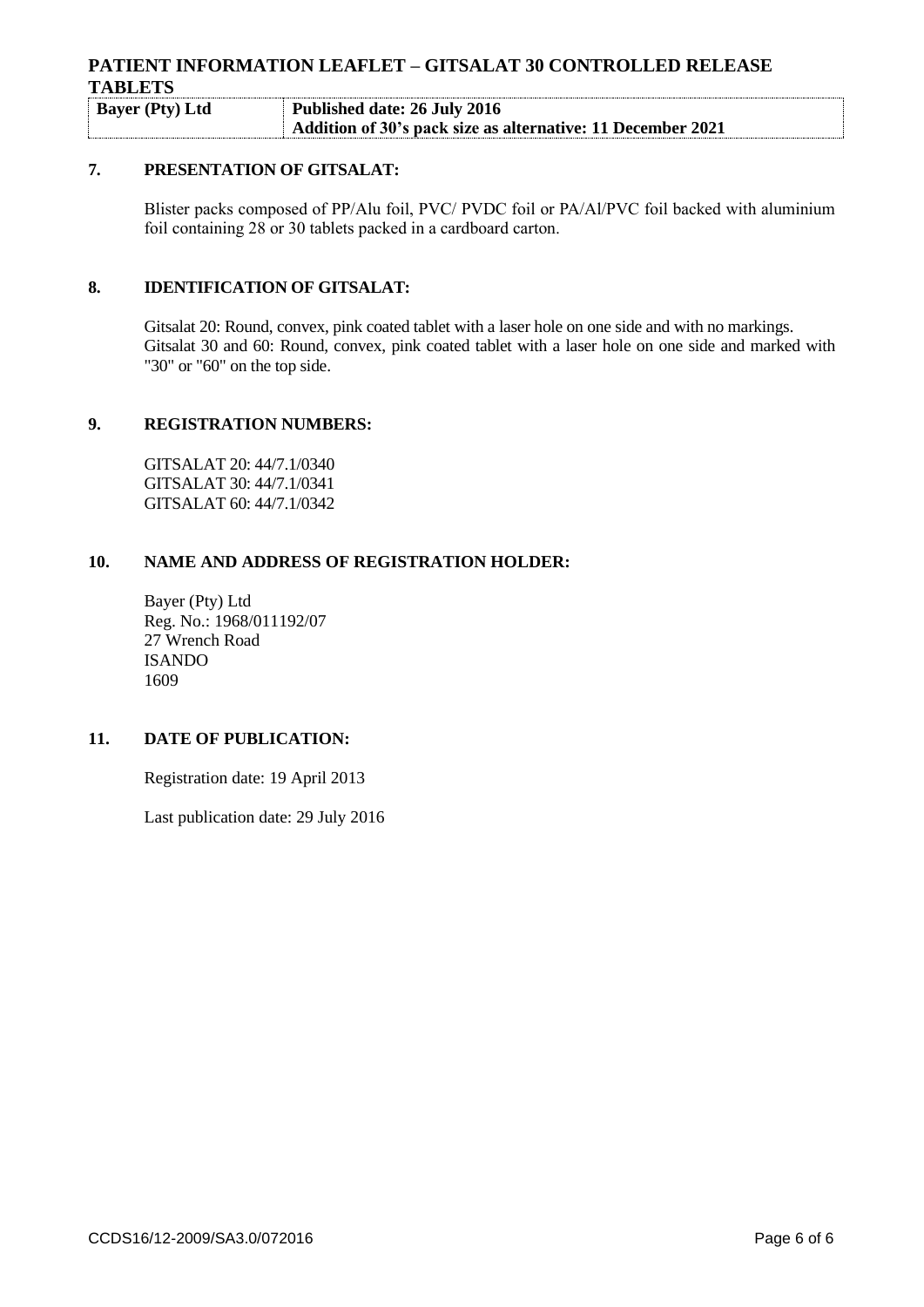## 7. PRESENTATION OF GITSALAT:

Blister packs composed of PP/Alu foil, PVC/ PVDC foil or PA/Al/PVC foil backed with aluminium foil containing 28 or 30 tablets packed in a cardboard carton.

## 8. IDENTIFICATION OF GITSALAT:

Gitsalat 20: Round, convex, pink coated tablet with a laser hole on one side and with no markings.
Gitsalat 30 and 60: Round, convex, pink coated tablet with a laser hole on one side and marked with "30" or "60" on the top side.

## 9. REGISTRATION NUMBERS:

GITSALAT 20: 44/7.1/0340
GITSALAT 30: 44/7.1/0341
GITSALAT 60: 44/7.1/0342

## 10. NAME AND ADDRESS OF REGISTRATION HOLDER:

Bayer (Pty) Ltd
Reg. No.: 1968/011192/07
27 Wrench Road
ISANDO
1609

## 11. DATE OF PUBLICATION:

Registration date: 19 April 2013

Last publication date: 29 July 2016